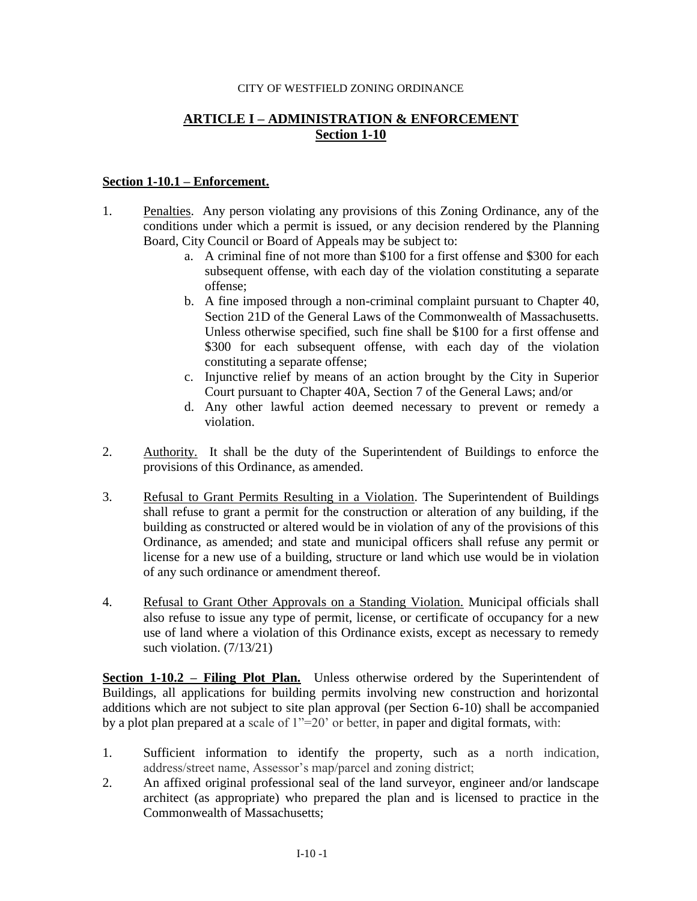CITY OF WESTFIELD ZONING ORDINANCE

# ARTICLE I – ADMINISTRATION & ENFORCEMENT
## Section 1-10

### Section 1-10.1 – Enforcement.

1. Penalties. Any person violating any provisions of this Zoning Ordinance, any of the conditions under which a permit is issued, or any decision rendered by the Planning Board, City Council or Board of Appeals may be subject to:
   a. A criminal fine of not more than $100 for a first offense and $300 for each subsequent offense, with each day of the violation constituting a separate offense;
   b. A fine imposed through a non-criminal complaint pursuant to Chapter 40, Section 21D of the General Laws of the Commonwealth of Massachusetts. Unless otherwise specified, such fine shall be $100 for a first offense and $300 for each subsequent offense, with each day of the violation constituting a separate offense;
   c. Injunctive relief by means of an action brought by the City in Superior Court pursuant to Chapter 40A, Section 7 of the General Laws; and/or
   d. Any other lawful action deemed necessary to prevent or remedy a violation.

2. Authority. It shall be the duty of the Superintendent of Buildings to enforce the provisions of this Ordinance, as amended.

3. Refusal to Grant Permits Resulting in a Violation. The Superintendent of Buildings shall refuse to grant a permit for the construction or alteration of any building, if the building as constructed or altered would be in violation of any of the provisions of this Ordinance, as amended; and state and municipal officers shall refuse any permit or license for a new use of a building, structure or land which use would be in violation of any such ordinance or amendment thereof.

4. Refusal to Grant Other Approvals on a Standing Violation. Municipal officials shall also refuse to issue any type of permit, license, or certificate of occupancy for a new use of land where a violation of this Ordinance exists, except as necessary to remedy such violation. (7/13/21)

**Section 1-10.2 – Filing Plot Plan.** Unless otherwise ordered by the Superintendent of Buildings, all applications for building permits involving new construction and horizontal additions which are not subject to site plan approval (per Section 6-10) shall be accompanied by a plot plan prepared at a scale of 1"=20' or better, in paper and digital formats, with:

1. Sufficient information to identify the property, such as a north indication, address/street name, Assessor's map/parcel and zoning district;
2. An affixed original professional seal of the land surveyor, engineer and/or landscape architect (as appropriate) who prepared the plan and is licensed to practice in the Commonwealth of Massachusetts;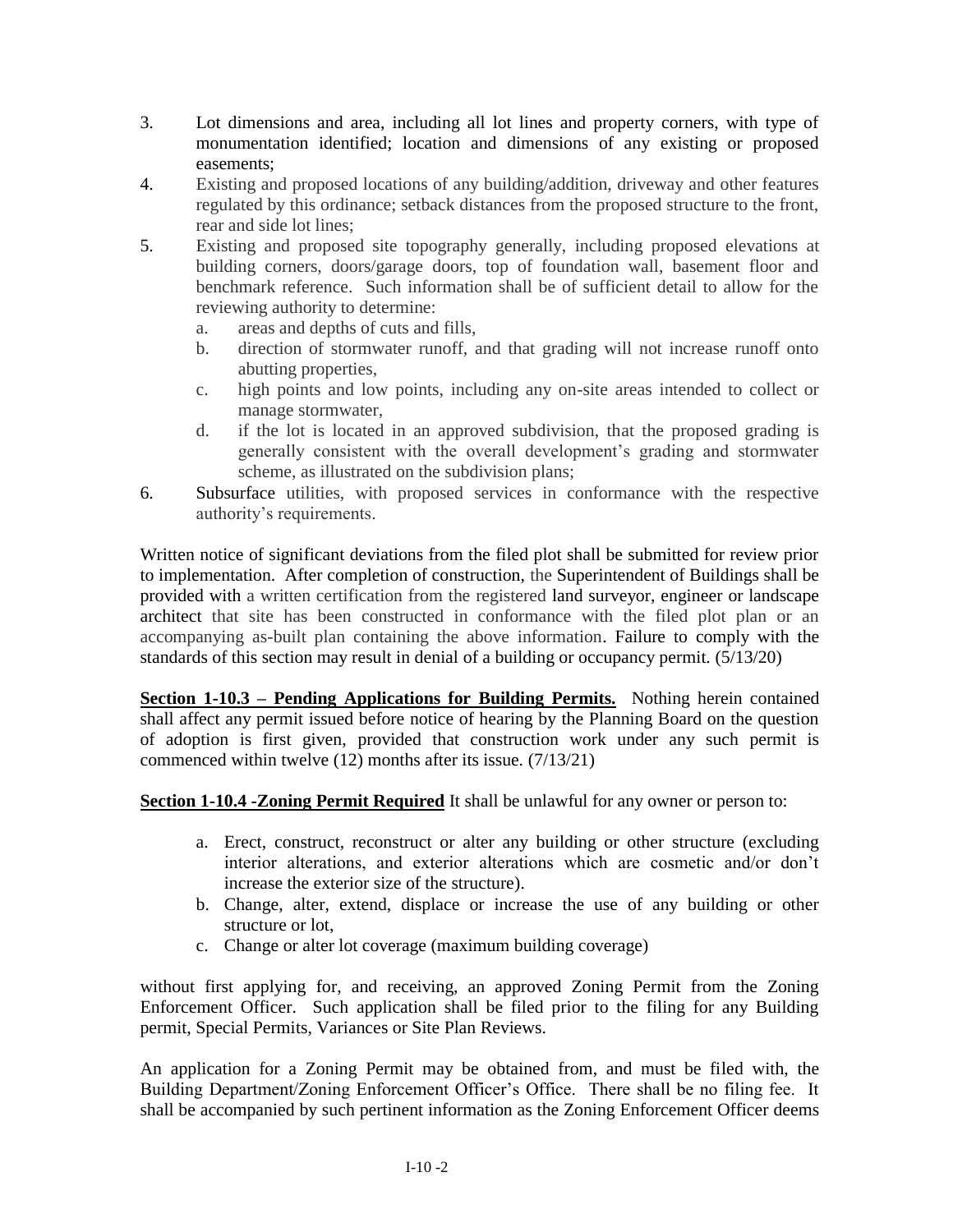3. Lot dimensions and area, including all lot lines and property corners, with type of monumentation identified; location and dimensions of any existing or proposed easements;
4. Existing and proposed locations of any building/addition, driveway and other features regulated by this ordinance; setback distances from the proposed structure to the front, rear and side lot lines;
5. Existing and proposed site topography generally, including proposed elevations at building corners, doors/garage doors, top of foundation wall, basement floor and benchmark reference. Such information shall be of sufficient detail to allow for the reviewing authority to determine:
   a. areas and depths of cuts and fills,
   b. direction of stormwater runoff, and that grading will not increase runoff onto abutting properties,
   c. high points and low points, including any on-site areas intended to collect or manage stormwater,
   d. if the lot is located in an approved subdivision, that the proposed grading is generally consistent with the overall development's grading and stormwater scheme, as illustrated on the subdivision plans;
6. Subsurface utilities, with proposed services in conformance with the respective authority's requirements.

Written notice of significant deviations from the filed plot shall be submitted for review prior to implementation. After completion of construction, the Superintendent of Buildings shall be provided with a written certification from the registered land surveyor, engineer or landscape architect that site has been constructed in conformance with the filed plot plan or an accompanying as-built plan containing the above information. Failure to comply with the standards of this section may result in denial of a building or occupancy permit. (5/13/20)

**Section 1-10.3 – Pending Applications for Building Permits.** Nothing herein contained shall affect any permit issued before notice of hearing by the Planning Board on the question of adoption is first given, provided that construction work under any such permit is commenced within twelve (12) months after its issue. (7/13/21)

**Section 1-10.4 -Zoning Permit Required** It shall be unlawful for any owner or person to:

a. Erect, construct, reconstruct or alter any building or other structure (excluding interior alterations, and exterior alterations which are cosmetic and/or don't increase the exterior size of the structure).
b. Change, alter, extend, displace or increase the use of any building or other structure or lot,
c. Change or alter lot coverage (maximum building coverage)

without first applying for, and receiving, an approved Zoning Permit from the Zoning Enforcement Officer. Such application shall be filed prior to the filing for any Building permit, Special Permits, Variances or Site Plan Reviews.

An application for a Zoning Permit may be obtained from, and must be filed with, the Building Department/Zoning Enforcement Officer's Office. There shall be no filing fee. It shall be accompanied by such pertinent information as the Zoning Enforcement Officer deems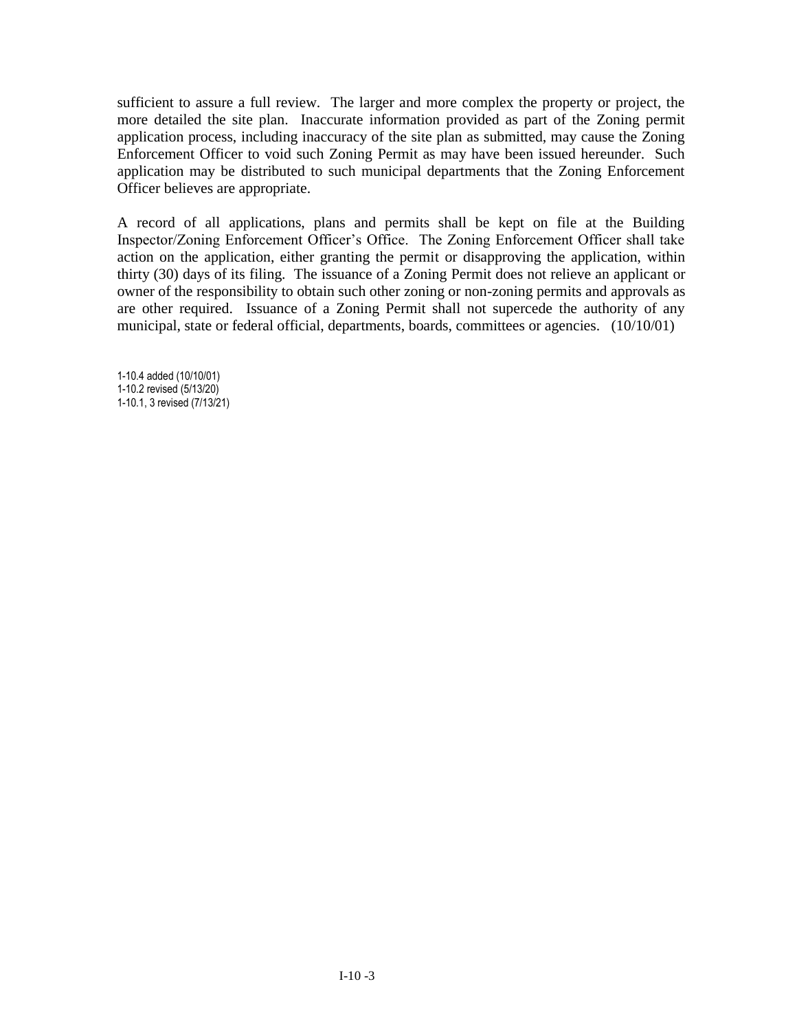sufficient to assure a full review. The larger and more complex the property or project, the more detailed the site plan. Inaccurate information provided as part of the Zoning permit application process, including inaccuracy of the site plan as submitted, may cause the Zoning Enforcement Officer to void such Zoning Permit as may have been issued hereunder. Such application may be distributed to such municipal departments that the Zoning Enforcement Officer believes are appropriate.

A record of all applications, plans and permits shall be kept on file at the Building Inspector/Zoning Enforcement Officer's Office. The Zoning Enforcement Officer shall take action on the application, either granting the permit or disapproving the application, within thirty (30) days of its filing. The issuance of a Zoning Permit does not relieve an applicant or owner of the responsibility to obtain such other zoning or non-zoning permits and approvals as are other required. Issuance of a Zoning Permit shall not supercede the authority of any municipal, state or federal official, departments, boards, committees or agencies. (10/10/01)

1-10.4 added (10/10/01)
1-10.2 revised (5/13/20)
1-10.1, 3 revised (7/13/21)